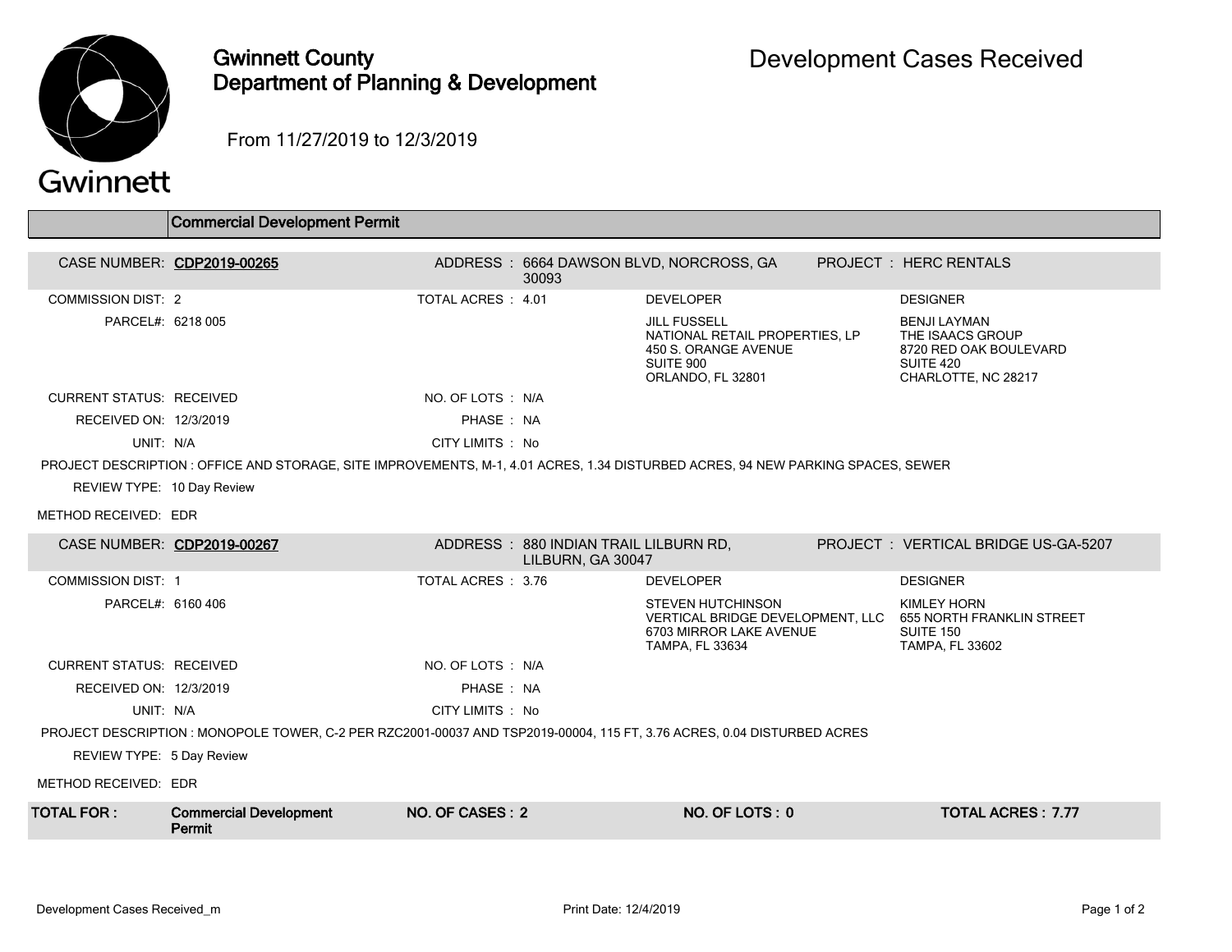# Gwinnett County Department of Planning & Development

## Development Cases Received

From 11/27/2019 to 12/3/2019

## Commercial Development Permit

**CASE NUMBER:** CDP2019-00265
**ADDRESS:** 6664 DAWSON BLVD, NORCROSS, GA 30093
**PROJECT:** HERC RENTALS

COMMISSION DIST: 2
TOTAL ACRES: 4.01
PARCEL#: 6218 005

**DEVELOPER**
JILL FUSSELL
NATIONAL RETAIL PROPERTIES, LP
450 S. ORANGE AVENUE
SUITE 900
ORLANDO, FL 32801

**DESIGNER**
BENJI LAYMAN
THE ISAACS GROUP
8720 RED OAK BOULEVARD
SUITE 420
CHARLOTTE, NC 28217

CURRENT STATUS: RECEIVED
NO. OF LOTS: N/A
RECEIVED ON: 12/3/2019
PHASE: NA
UNIT: N/A
CITY LIMITS: No

PROJECT DESCRIPTION: OFFICE AND STORAGE, SITE IMPROVEMENTS, M-1, 4.01 ACRES, 1.34 DISTURBED ACRES, 94 NEW PARKING SPACES, SEWER

REVIEW TYPE: 10 Day Review

METHOD RECEIVED: EDR

---

**CASE NUMBER:** CDP2019-00267
**ADDRESS:** 880 INDIAN TRAIL LILBURN RD, LILBURN, GA 30047
**PROJECT:** VERTICAL BRIDGE US-GA-5207

COMMISSION DIST: 1
TOTAL ACRES: 3.76
PARCEL#: 6160 406

**DEVELOPER**
STEVEN HUTCHINSON
VERTICAL BRIDGE DEVELOPMENT, LLC
6703 MIRROR LAKE AVENUE
TAMPA, FL 33634

**DESIGNER**
KIMLEY HORN
655 NORTH FRANKLIN STREET
SUITE 150
TAMPA, FL 33602

CURRENT STATUS: RECEIVED
NO. OF LOTS: N/A
RECEIVED ON: 12/3/2019
PHASE: NA
UNIT: N/A
CITY LIMITS: No

PROJECT DESCRIPTION: MONOPOLE TOWER, C-2 PER RZC2001-00037 AND TSP2019-00004, 115 FT, 3.76 ACRES, 0.04 DISTURBED ACRES

REVIEW TYPE: 5 Day Review

METHOD RECEIVED: EDR

---

| TOTAL FOR: | NO. OF CASES | NO. OF LOTS | TOTAL ACRES |
|---|---|---|---|
| Commercial Development Permit | 2 | 0 | 7.77 |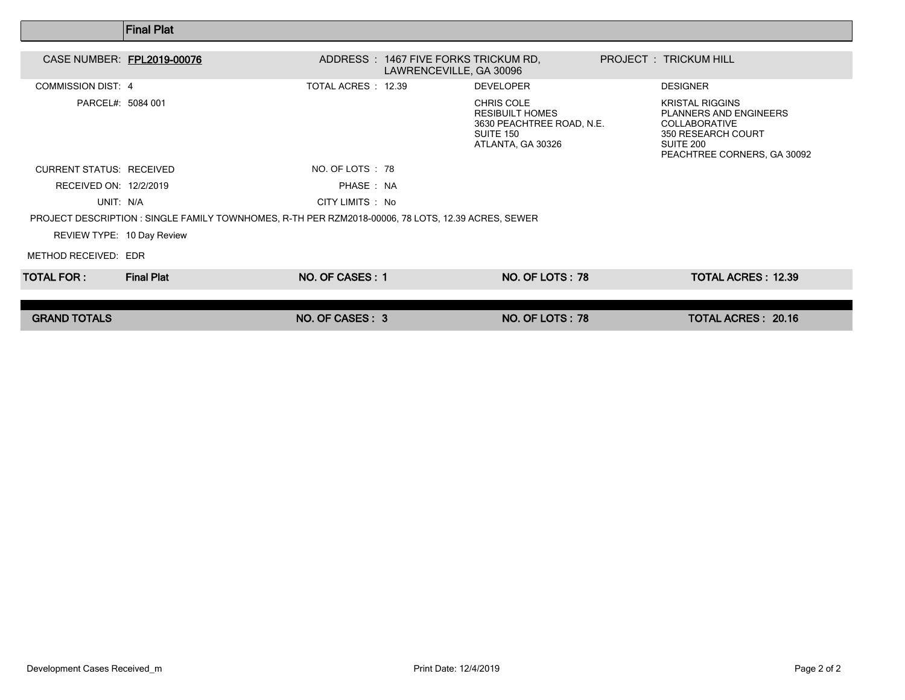## Final Plat

| | | | |
|---|---|---|---|
| CASE NUMBER: **FPL2019-00076** | ADDRESS : 1467 FIVE FORKS TRICKUM RD, LAWRENCEVILLE, GA 30096 | | PROJECT : TRICKUM HILL |
| COMMISSION DIST: 4 | TOTAL ACRES : 12.39 | DEVELOPER | DESIGNER |
| PARCEL#: 5084 001 | | CHRIS COLE<br>RESIBUILT HOMES<br>3630 PEACHTREE ROAD, N.E.<br>SUITE 150<br>ATLANTA, GA 30326 | KRISTAL RIGGINS<br>PLANNERS AND ENGINEERS COLLABORATIVE<br>350 RESEARCH COURT<br>SUITE 200<br>PEACHTREE CORNERS, GA 30092 |
| CURRENT STATUS: RECEIVED | NO. OF LOTS : 78 | | |
| RECEIVED ON: 12/2/2019 | PHASE : NA | | |
| UNIT: N/A | CITY LIMITS : No | | |

PROJECT DESCRIPTION : SINGLE FAMILY TOWNHOMES, R-TH PER RZM2018-00006, 78 LOTS, 12.39 ACRES, SEWER

REVIEW TYPE: 10 Day Review

METHOD RECEIVED: EDR

| **TOTAL FOR :** | **Final Plat** | **NO. OF CASES : 1** | **NO. OF LOTS : 78** | **TOTAL ACRES : 12.39** |
|---|---|---|---|---|

| **GRAND TOTALS** | **NO. OF CASES : 3** | **NO. OF LOTS : 78** | **TOTAL ACRES : 20.16** |
|---|---|---|---|

Development Cases Received_m

Print Date: 12/4/2019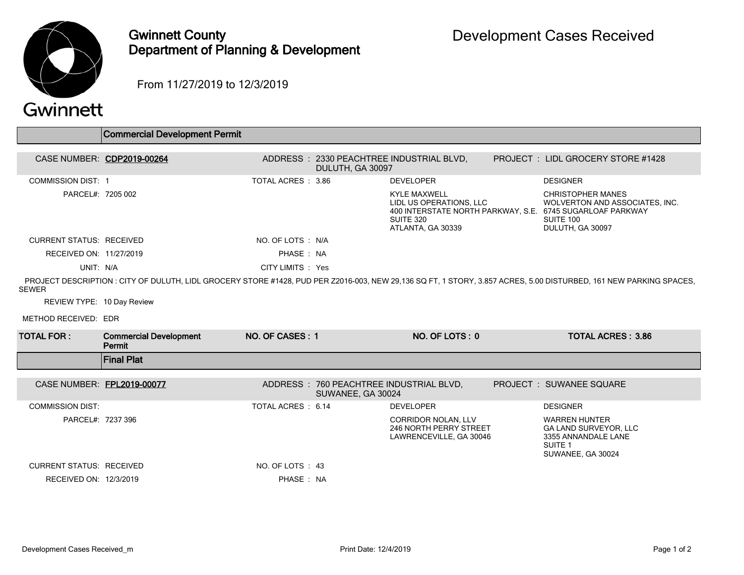# Gwinnett County
## Department of Planning & Development

# Development Cases Received

From 11/27/2019 to 12/3/2019

## Commercial Development Permit

**CASE NUMBER:** CDP2019-00264
**ADDRESS:** 2330 PEACHTREE INDUSTRIAL BLVD, DULUTH, GA 30097
**PROJECT:** LIDL GROCERY STORE #1428

COMMISSION DIST: 1
TOTAL ACRES: 3.86
PARCEL#: 7205 002

**DEVELOPER**
KYLE MAXWELL
LIDL US OPERATIONS, LLC
400 INTERSTATE NORTH PARKWAY, S.E.
SUITE 320
ATLANTA, GA 30339

**DESIGNER**
CHRISTOPHER MANES
WOLVERTON AND ASSOCIATES, INC.
6745 SUGARLOAF PARKWAY
SUITE 100
DULUTH, GA 30097

CURRENT STATUS: RECEIVED
NO. OF LOTS: N/A
RECEIVED ON: 11/27/2019
PHASE: NA
UNIT: N/A
CITY LIMITS: Yes

PROJECT DESCRIPTION : CITY OF DULUTH, LIDL GROCERY STORE #1428, PUD PER Z2016-003, NEW 29,136 SQ FT, 1 STORY, 3.857 ACRES, 5.00 DISTURBED, 161 NEW PARKING SPACES, SEWER

REVIEW TYPE: 10 Day Review

METHOD RECEIVED: EDR

| TOTAL FOR : | Commercial Development Permit | NO. OF CASES : 1 | NO. OF LOTS : 0 | TOTAL ACRES : 3.86 |
|---|---|---|---|---|

## Final Plat

**CASE NUMBER:** FPL2019-00077
**ADDRESS:** 760 PEACHTREE INDUSTRIAL BLVD, SUWANEE, GA 30024
**PROJECT:** SUWANEE SQUARE

COMMISSION DIST:
TOTAL ACRES: 6.14
PARCEL#: 7237 396

**DEVELOPER**
CORRIDOR NOLAN, LLV
246 NORTH PERRY STREET
LAWRENCEVILLE, GA 30046

**DESIGNER**
WARREN HUNTER
GA LAND SURVEYOR, LLC
3355 ANNANDALE LANE
SUITE 1
SUWANEE, GA 30024

CURRENT STATUS: RECEIVED
NO. OF LOTS: 43
RECEIVED ON: 12/3/2019
PHASE: NA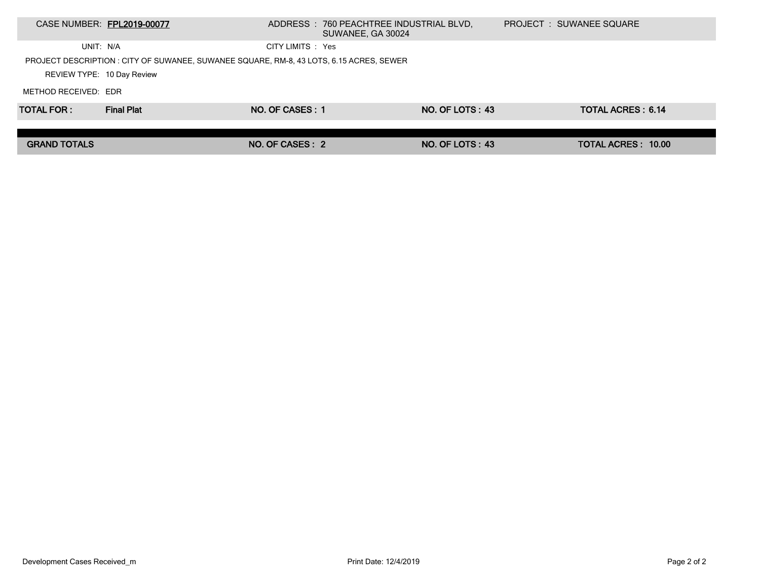| | | |
|---|---|---|
| CASE NUMBER: **FPL2019-00077** | ADDRESS : 760 PEACHTREE INDUSTRIAL BLVD, SUWANEE, GA 30024 | PROJECT : SUWANEE SQUARE |
| UNIT: N/A | CITY LIMITS : Yes | |

PROJECT DESCRIPTION : CITY OF SUWANEE, SUWANEE SQUARE, RM-8, 43 LOTS, 6.15 ACRES, SEWER

REVIEW TYPE: 10 Day Review

METHOD RECEIVED: EDR

| | | | | |
|---|---|---|---|---|
| **TOTAL FOR :** | **Final Plat** | **NO. OF CASES : 1** | **NO. OF LOTS : 43** | **TOTAL ACRES : 6.14** |
| **GRAND TOTALS** | | **NO. OF CASES : 2** | **NO. OF LOTS : 43** | **TOTAL ACRES : 10.00** |

Development Cases Received_m

Print Date: 12/4/2019